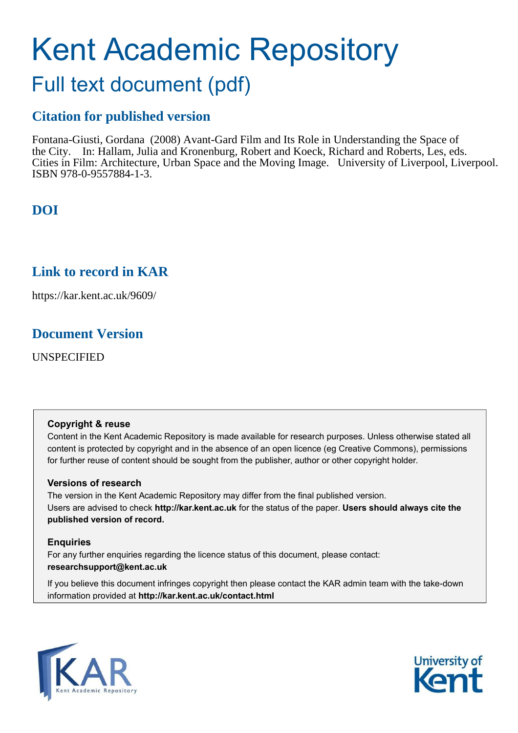# Kent Academic Repository

## Full text document (pdf)

### Citation for published version

Fontana-Giusti, Gordana (2008) Avant-Gard Film and Its Role in Understanding the Space of the City. In: Hallam, Julia and Kronenburg, Robert and Koeck, Richard and Roberts, Les, eds. Cities in Film: Architecture, Urban Space and the Moving Image. University of Liverpool, Liverpool. ISBN 978-0-9557884-1-3.

### DOI

### Link to record in KAR

https://kar.kent.ac.uk/9609/

### Document Version

UNSPECIFIED

**Copyright & reuse**

Content in the Kent Academic Repository is made available for research purposes. Unless otherwise stated all content is protected by copyright and in the absence of an open licence (eg Creative Commons), permissions for further reuse of content should be sought from the publisher, author or other copyright holder.

**Versions of research**

The version in the Kent Academic Repository may differ from the final published version. Users are advised to check **http://kar.kent.ac.uk** for the status of the paper. **Users should always cite the published version of record.**

**Enquiries**

For any further enquiries regarding the licence status of this document, please contact: **researchsupport@kent.ac.uk**

If you believe this document infringes copyright then please contact the KAR admin team with the take-down information provided at **http://kar.kent.ac.uk/contact.html**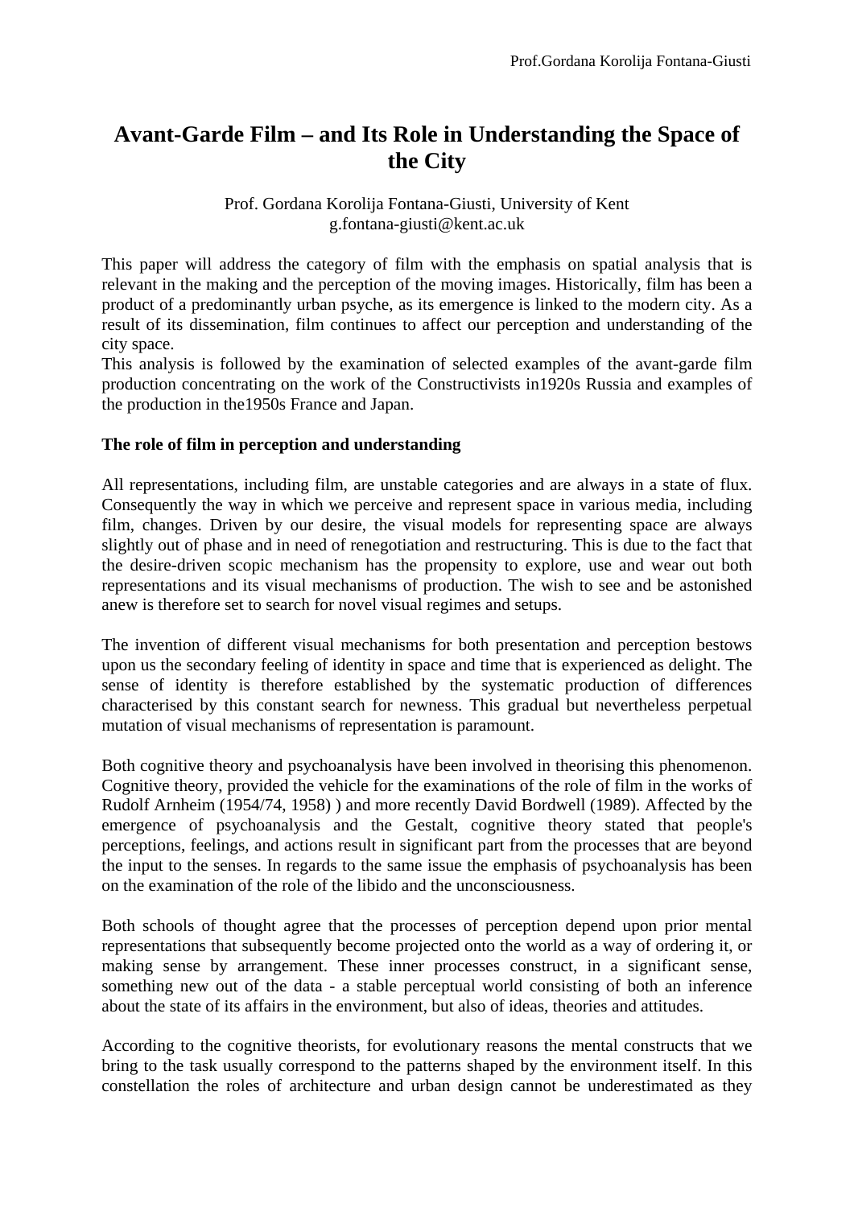# Avant-Garde Film – and Its Role in Understanding the Space of the City

Prof. Gordana Korolija Fontana-Giusti, University of Kent
g.fontana-giusti@kent.ac.uk

This paper will address the category of film with the emphasis on spatial analysis that is relevant in the making and the perception of the moving images. Historically, film has been a product of a predominantly urban psyche, as its emergence is linked to the modern city. As a result of its dissemination, film continues to affect our perception and understanding of the city space.
This analysis is followed by the examination of selected examples of the avant-garde film production concentrating on the work of the Constructivists in1920s Russia and examples of the production in the1950s France and Japan.

**The role of film in perception and understanding**

All representations, including film, are unstable categories and are always in a state of flux. Consequently the way in which we perceive and represent space in various media, including film, changes. Driven by our desire, the visual models for representing space are always slightly out of phase and in need of renegotiation and restructuring. This is due to the fact that the desire-driven scopic mechanism has the propensity to explore, use and wear out both representations and its visual mechanisms of production. The wish to see and be astonished anew is therefore set to search for novel visual regimes and setups.

The invention of different visual mechanisms for both presentation and perception bestows upon us the secondary feeling of identity in space and time that is experienced as delight. The sense of identity is therefore established by the systematic production of differences characterised by this constant search for newness. This gradual but nevertheless perpetual mutation of visual mechanisms of representation is paramount.

Both cognitive theory and psychoanalysis have been involved in theorising this phenomenon. Cognitive theory, provided the vehicle for the examinations of the role of film in the works of Rudolf Arnheim (1954/74, 1958) ) and more recently David Bordwell (1989). Affected by the emergence of psychoanalysis and the Gestalt, cognitive theory stated that people's perceptions, feelings, and actions result in significant part from the processes that are beyond the input to the senses. In regards to the same issue the emphasis of psychoanalysis has been on the examination of the role of the libido and the unconsciousness.

Both schools of thought agree that the processes of perception depend upon prior mental representations that subsequently become projected onto the world as a way of ordering it, or making sense by arrangement. These inner processes construct, in a significant sense, something new out of the data - a stable perceptual world consisting of both an inference about the state of its affairs in the environment, but also of ideas, theories and attitudes.

According to the cognitive theorists, for evolutionary reasons the mental constructs that we bring to the task usually correspond to the patterns shaped by the environment itself. In this constellation the roles of architecture and urban design cannot be underestimated as they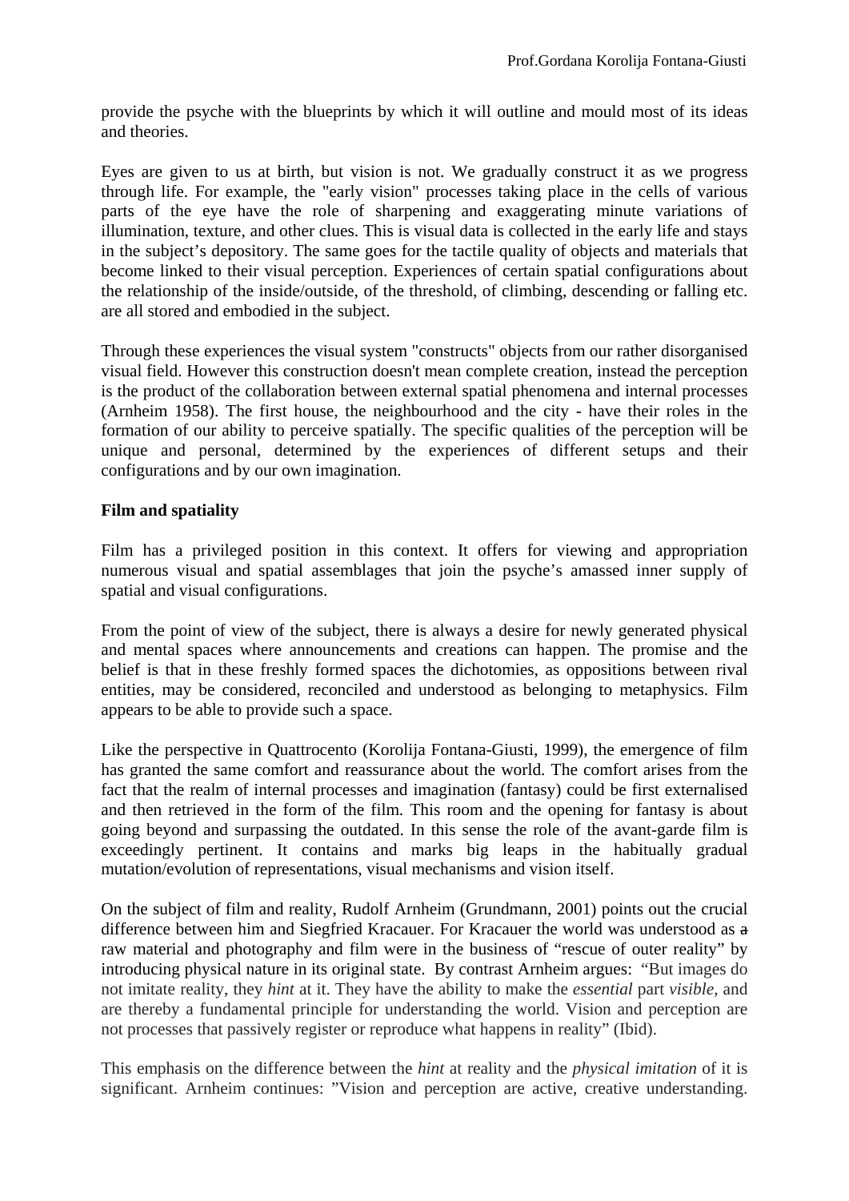provide the psyche with the blueprints by which it will outline and mould most of its ideas and theories.

Eyes are given to us at birth, but vision is not. We gradually construct it as we progress through life. For example, the "early vision" processes taking place in the cells of various parts of the eye have the role of sharpening and exaggerating minute variations of illumination, texture, and other clues. This is visual data is collected in the early life and stays in the subject's depository. The same goes for the tactile quality of objects and materials that become linked to their visual perception. Experiences of certain spatial configurations about the relationship of the inside/outside, of the threshold, of climbing, descending or falling etc. are all stored and embodied in the subject.

Through these experiences the visual system "constructs" objects from our rather disorganised visual field. However this construction doesn't mean complete creation, instead the perception is the product of the collaboration between external spatial phenomena and internal processes (Arnheim 1958). The first house, the neighbourhood and the city - have their roles in the formation of our ability to perceive spatially. The specific qualities of the perception will be unique and personal, determined by the experiences of different setups and their configurations and by our own imagination.

**Film and spatiality**

Film has a privileged position in this context. It offers for viewing and appropriation numerous visual and spatial assemblages that join the psyche's amassed inner supply of spatial and visual configurations.

From the point of view of the subject, there is always a desire for newly generated physical and mental spaces where announcements and creations can happen. The promise and the belief is that in these freshly formed spaces the dichotomies, as oppositions between rival entities, may be considered, reconciled and understood as belonging to metaphysics. Film appears to be able to provide such a space.

Like the perspective in Quattrocento (Korolija Fontana-Giusti, 1999), the emergence of film has granted the same comfort and reassurance about the world. The comfort arises from the fact that the realm of internal processes and imagination (fantasy) could be first externalised and then retrieved in the form of the film. This room and the opening for fantasy is about going beyond and surpassing the outdated. In this sense the role of the avant-garde film is exceedingly pertinent. It contains and marks big leaps in the habitually gradual mutation/evolution of representations, visual mechanisms and vision itself.

On the subject of film and reality, Rudolf Arnheim (Grundmann, 2001) points out the crucial difference between him and Siegfried Kracauer. For Kracauer the world was understood as ~~a~~ raw material and photography and film were in the business of "rescue of outer reality" by introducing physical nature in its original state. By contrast Arnheim argues: "But images do not imitate reality, they *hint* at it. They have the ability to make the *essential* part *visible*, and are thereby a fundamental principle for understanding the world. Vision and perception are not processes that passively register or reproduce what happens in reality" (Ibid).

This emphasis on the difference between the *hint* at reality and the *physical imitation* of it is significant. Arnheim continues: "Vision and perception are active, creative understanding.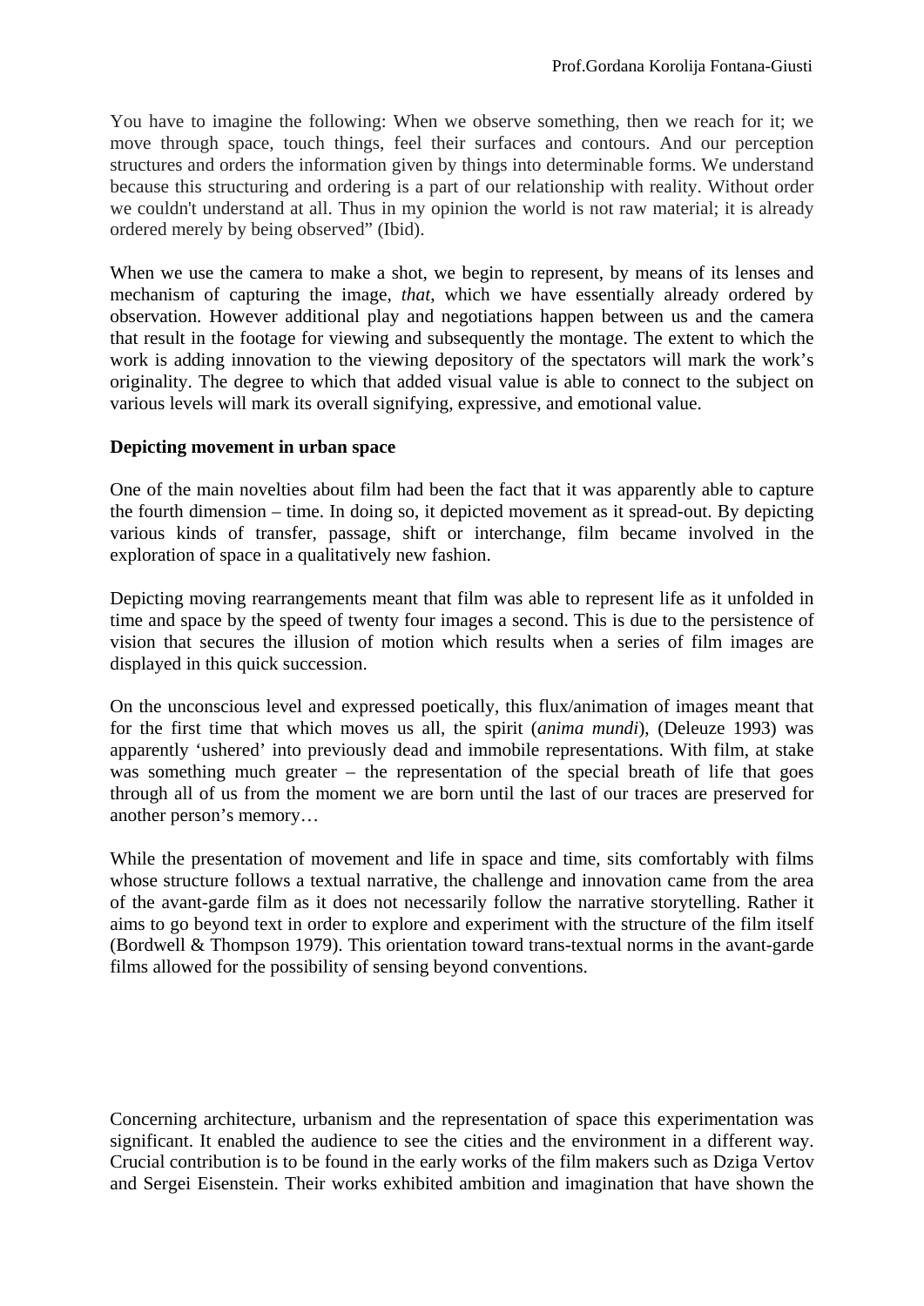You have to imagine the following: When we observe something, then we reach for it; we move through space, touch things, feel their surfaces and contours. And our perception structures and orders the information given by things into determinable forms. We understand because this structuring and ordering is a part of our relationship with reality. Without order we couldn't understand at all. Thus in my opinion the world is not raw material; it is already ordered merely by being observed" (Ibid).

When we use the camera to make a shot, we begin to represent, by means of its lenses and mechanism of capturing the image, *that*, which we have essentially already ordered by observation. However additional play and negotiations happen between us and the camera that result in the footage for viewing and subsequently the montage. The extent to which the work is adding innovation to the viewing depository of the spectators will mark the work's originality. The degree to which that added visual value is able to connect to the subject on various levels will mark its overall signifying, expressive, and emotional value.

**Depicting movement in urban space**

One of the main novelties about film had been the fact that it was apparently able to capture the fourth dimension – time. In doing so, it depicted movement as it spread-out. By depicting various kinds of transfer, passage, shift or interchange, film became involved in the exploration of space in a qualitatively new fashion.

Depicting moving rearrangements meant that film was able to represent life as it unfolded in time and space by the speed of twenty four images a second. This is due to the persistence of vision that secures the illusion of motion which results when a series of film images are displayed in this quick succession.

On the unconscious level and expressed poetically, this flux/animation of images meant that for the first time that which moves us all, the spirit (*anima mundi*), (Deleuze 1993) was apparently 'ushered' into previously dead and immobile representations. With film, at stake was something much greater – the representation of the special breath of life that goes through all of us from the moment we are born until the last of our traces are preserved for another person's memory…

While the presentation of movement and life in space and time, sits comfortably with films whose structure follows a textual narrative, the challenge and innovation came from the area of the avant-garde film as it does not necessarily follow the narrative storytelling. Rather it aims to go beyond text in order to explore and experiment with the structure of the film itself (Bordwell & Thompson 1979). This orientation toward trans-textual norms in the avant-garde films allowed for the possibility of sensing beyond conventions.

Concerning architecture, urbanism and the representation of space this experimentation was significant. It enabled the audience to see the cities and the environment in a different way. Crucial contribution is to be found in the early works of the film makers such as Dziga Vertov and Sergei Eisenstein. Their works exhibited ambition and imagination that have shown the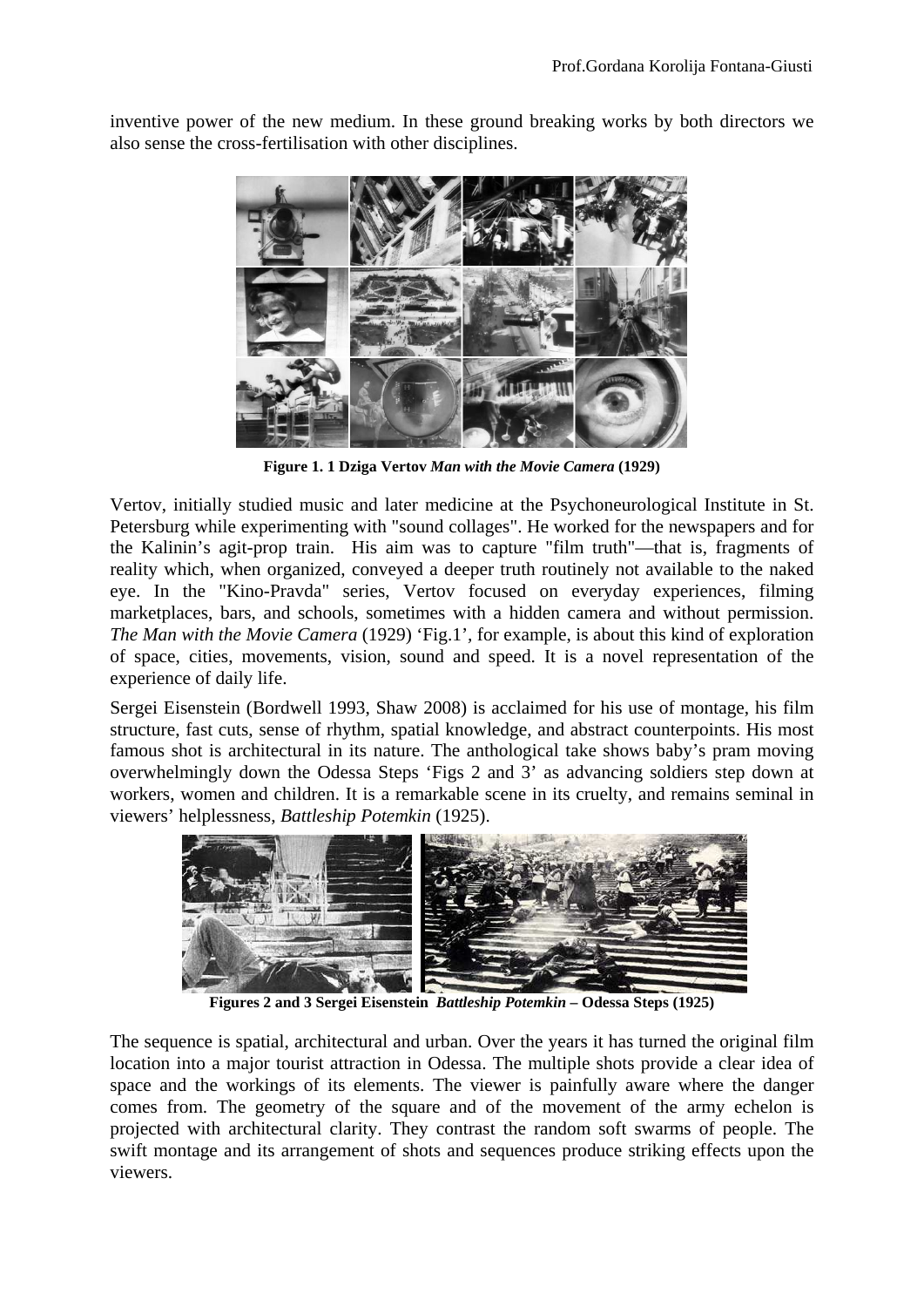inventive power of the new medium. In these ground breaking works by both directors we also sense the cross-fertilisation with other disciplines.

**Figure 1. 1 Dziga Vertov *Man with the Movie Camera* (1929)**

Vertov, initially studied music and later medicine at the Psychoneurological Institute in St. Petersburg while experimenting with "sound collages". He worked for the newspapers and for the Kalinin's agit-prop train. His aim was to capture "film truth"—that is, fragments of reality which, when organized, conveyed a deeper truth routinely not available to the naked eye. In the "Kino-Pravda" series, Vertov focused on everyday experiences, filming marketplaces, bars, and schools, sometimes with a hidden camera and without permission. *The Man with the Movie Camera* (1929) 'Fig.1', for example, is about this kind of exploration of space, cities, movements, vision, sound and speed. It is a novel representation of the experience of daily life.

Sergei Eisenstein (Bordwell 1993, Shaw 2008) is acclaimed for his use of montage, his film structure, fast cuts, sense of rhythm, spatial knowledge, and abstract counterpoints. His most famous shot is architectural in its nature. The anthological take shows baby's pram moving overwhelmingly down the Odessa Steps 'Figs 2 and 3' as advancing soldiers step down at workers, women and children. It is a remarkable scene in its cruelty, and remains seminal in viewers' helplessness, *Battleship Potemkin* (1925).

**Figures 2 and 3 Sergei Eisenstein *Battleship Potemkin* – Odessa Steps (1925)**

The sequence is spatial, architectural and urban. Over the years it has turned the original film location into a major tourist attraction in Odessa. The multiple shots provide a clear idea of space and the workings of its elements. The viewer is painfully aware where the danger comes from. The geometry of the square and of the movement of the army echelon is projected with architectural clarity. They contrast the random soft swarms of people. The swift montage and its arrangement of shots and sequences produce striking effects upon the viewers.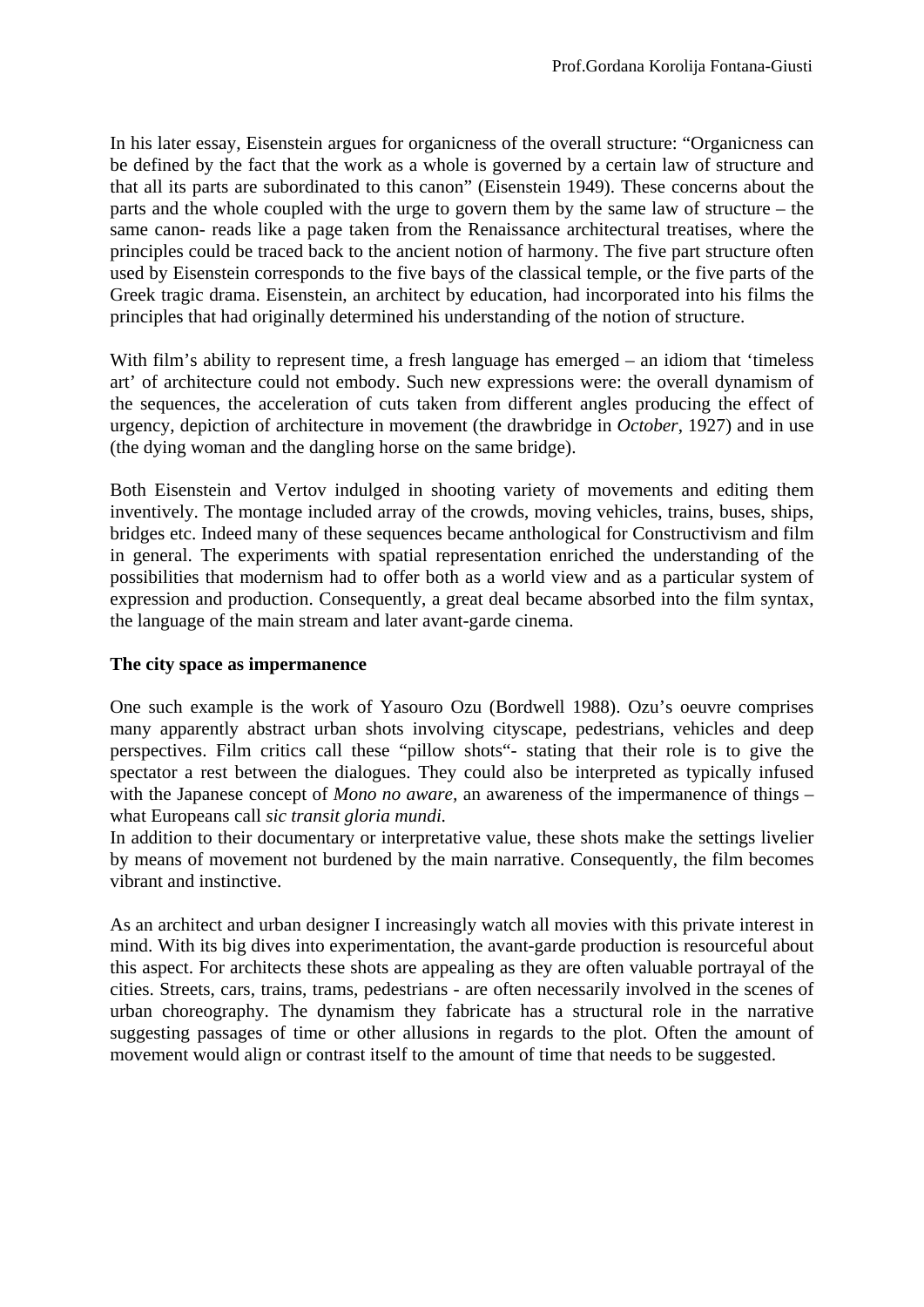In his later essay, Eisenstein argues for organicness of the overall structure: “Organicness can be defined by the fact that the work as a whole is governed by a certain law of structure and that all its parts are subordinated to this canon” (Eisenstein 1949). These concerns about the parts and the whole coupled with the urge to govern them by the same law of structure – the same canon- reads like a page taken from the Renaissance architectural treatises, where the principles could be traced back to the ancient notion of harmony. The five part structure often used by Eisenstein corresponds to the five bays of the classical temple, or the five parts of the Greek tragic drama. Eisenstein, an architect by education, had incorporated into his films the principles that had originally determined his understanding of the notion of structure.

With film’s ability to represent time, a fresh language has emerged – an idiom that ‘timeless art’ of architecture could not embody. Such new expressions were: the overall dynamism of the sequences, the acceleration of cuts taken from different angles producing the effect of urgency, depiction of architecture in movement (the drawbridge in *October*, 1927) and in use (the dying woman and the dangling horse on the same bridge).

Both Eisenstein and Vertov indulged in shooting variety of movements and editing them inventively. The montage included array of the crowds, moving vehicles, trains, buses, ships, bridges etc. Indeed many of these sequences became anthological for Constructivism and film in general. The experiments with spatial representation enriched the understanding of the possibilities that modernism had to offer both as a world view and as a particular system of expression and production. Consequently, a great deal became absorbed into the film syntax, the language of the main stream and later avant-garde cinema.

**The city space as impermanence**

One such example is the work of Yasouro Ozu (Bordwell 1988). Ozu’s oeuvre comprises many apparently abstract urban shots involving cityscape, pedestrians, vehicles and deep perspectives. Film critics call these “pillow shots“- stating that their role is to give the spectator a rest between the dialogues. They could also be interpreted as typically infused with the Japanese concept of *Mono no aware*, an awareness of the impermanence of things – what Europeans call *sic transit gloria mundi.*

In addition to their documentary or interpretative value, these shots make the settings livelier by means of movement not burdened by the main narrative. Consequently, the film becomes vibrant and instinctive.

As an architect and urban designer I increasingly watch all movies with this private interest in mind. With its big dives into experimentation, the avant-garde production is resourceful about this aspect. For architects these shots are appealing as they are often valuable portrayal of the cities. Streets, cars, trains, trams, pedestrians - are often necessarily involved in the scenes of urban choreography. The dynamism they fabricate has a structural role in the narrative suggesting passages of time or other allusions in regards to the plot. Often the amount of movement would align or contrast itself to the amount of time that needs to be suggested.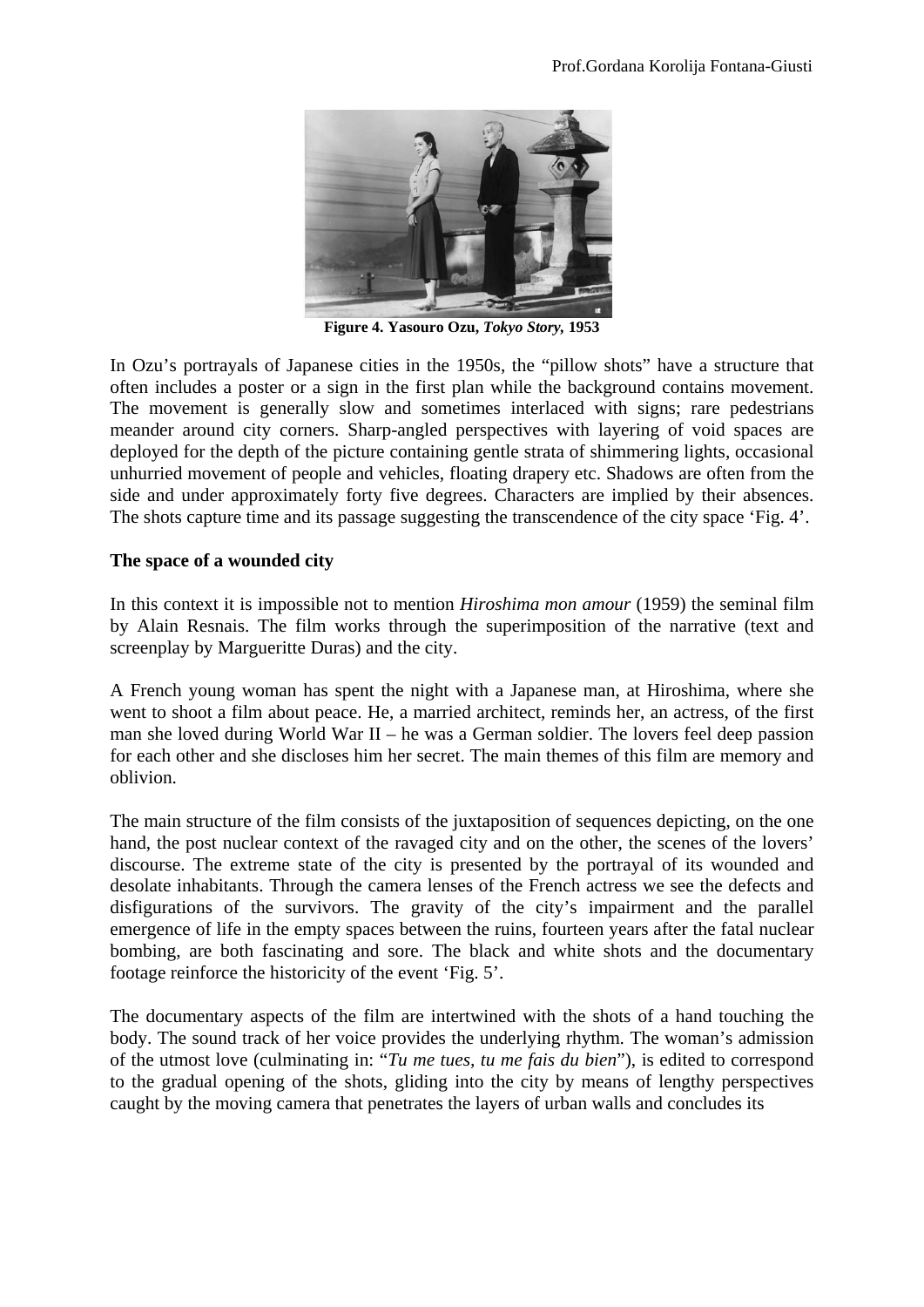**Figure 4. Yasouro Ozu, *Tokyo Story*, 1953**

In Ozu's portrayals of Japanese cities in the 1950s, the "pillow shots" have a structure that often includes a poster or a sign in the first plan while the background contains movement. The movement is generally slow and sometimes interlaced with signs; rare pedestrians meander around city corners. Sharp-angled perspectives with layering of void spaces are deployed for the depth of the picture containing gentle strata of shimmering lights, occasional unhurried movement of people and vehicles, floating drapery etc. Shadows are often from the side and under approximately forty five degrees. Characters are implied by their absences. The shots capture time and its passage suggesting the transcendence of the city space 'Fig. 4'.

**The space of a wounded city**

In this context it is impossible not to mention *Hiroshima mon amour* (1959) the seminal film by Alain Resnais. The film works through the superimposition of the narrative (text and screenplay by Margueritte Duras) and the city.

A French young woman has spent the night with a Japanese man, at Hiroshima, where she went to shoot a film about peace. He, a married architect, reminds her, an actress, of the first man she loved during World War II – he was a German soldier. The lovers feel deep passion for each other and she discloses him her secret. The main themes of this film are memory and oblivion.

The main structure of the film consists of the juxtaposition of sequences depicting, on the one hand, the post nuclear context of the ravaged city and on the other, the scenes of the lovers' discourse. The extreme state of the city is presented by the portrayal of its wounded and desolate inhabitants. Through the camera lenses of the French actress we see the defects and disfigurations of the survivors. The gravity of the city's impairment and the parallel emergence of life in the empty spaces between the ruins, fourteen years after the fatal nuclear bombing, are both fascinating and sore. The black and white shots and the documentary footage reinforce the historicity of the event 'Fig. 5'.

The documentary aspects of the film are intertwined with the shots of a hand touching the body. The sound track of her voice provides the underlying rhythm. The woman's admission of the utmost love (culminating in: "*Tu me tues, tu me fais du bien*"), is edited to correspond to the gradual opening of the shots, gliding into the city by means of lengthy perspectives caught by the moving camera that penetrates the layers of urban walls and concludes its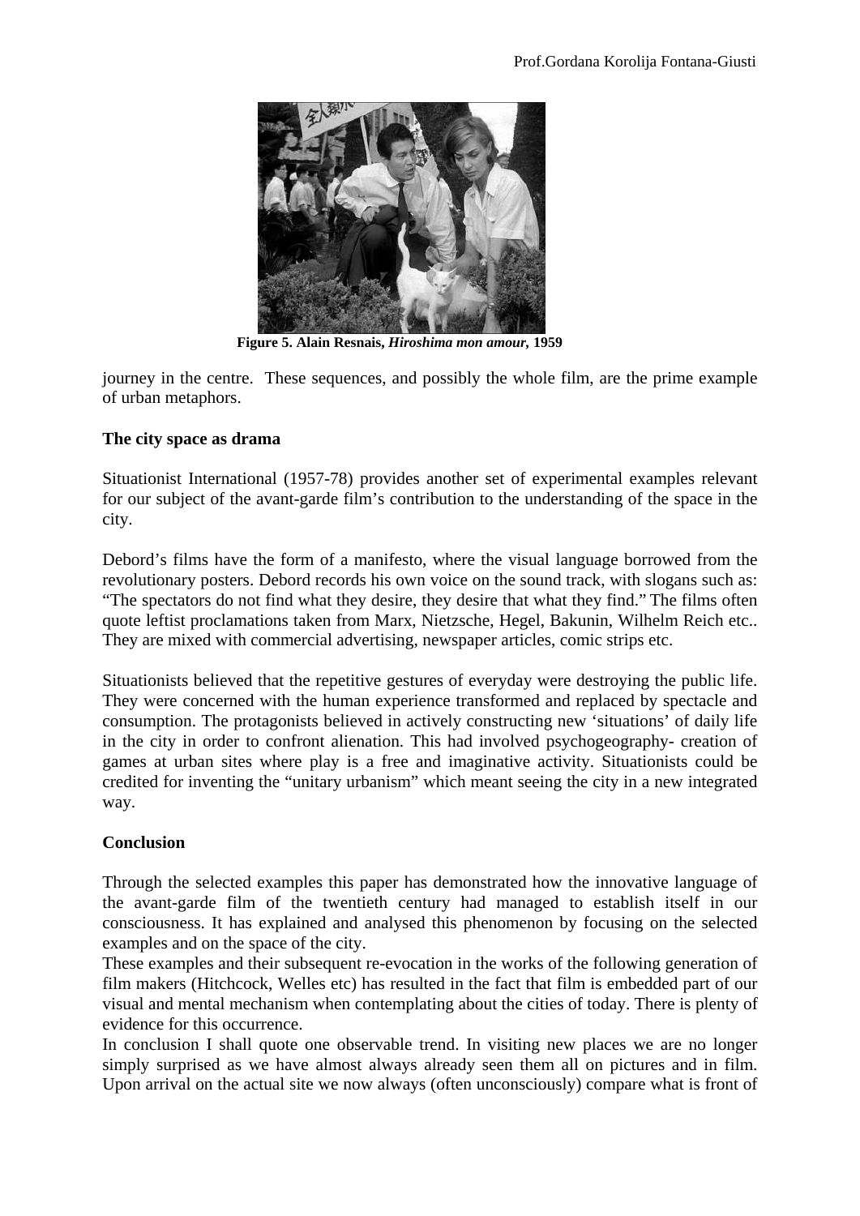**Figure 5. Alain Resnais, *Hiroshima mon amour*, 1959**

journey in the centre. These sequences, and possibly the whole film, are the prime example of urban metaphors.

**The city space as drama**

Situationist International (1957-78) provides another set of experimental examples relevant for our subject of the avant-garde film's contribution to the understanding of the space in the city.

Debord's films have the form of a manifesto, where the visual language borrowed from the revolutionary posters. Debord records his own voice on the sound track, with slogans such as: "The spectators do not find what they desire, they desire that what they find." The films often quote leftist proclamations taken from Marx, Nietzsche, Hegel, Bakunin, Wilhelm Reich etc.. They are mixed with commercial advertising, newspaper articles, comic strips etc.

Situationists believed that the repetitive gestures of everyday were destroying the public life. They were concerned with the human experience transformed and replaced by spectacle and consumption. The protagonists believed in actively constructing new 'situations' of daily life in the city in order to confront alienation. This had involved psychogeography- creation of games at urban sites where play is a free and imaginative activity. Situationists could be credited for inventing the "unitary urbanism" which meant seeing the city in a new integrated way.

**Conclusion**

Through the selected examples this paper has demonstrated how the innovative language of the avant-garde film of the twentieth century had managed to establish itself in our consciousness. It has explained and analysed this phenomenon by focusing on the selected examples and on the space of the city.

These examples and their subsequent re-evocation in the works of the following generation of film makers (Hitchcock, Welles etc) has resulted in the fact that film is embedded part of our visual and mental mechanism when contemplating about the cities of today. There is plenty of evidence for this occurrence.

In conclusion I shall quote one observable trend. In visiting new places we are no longer simply surprised as we have almost always already seen them all on pictures and in film. Upon arrival on the actual site we now always (often unconsciously) compare what is front of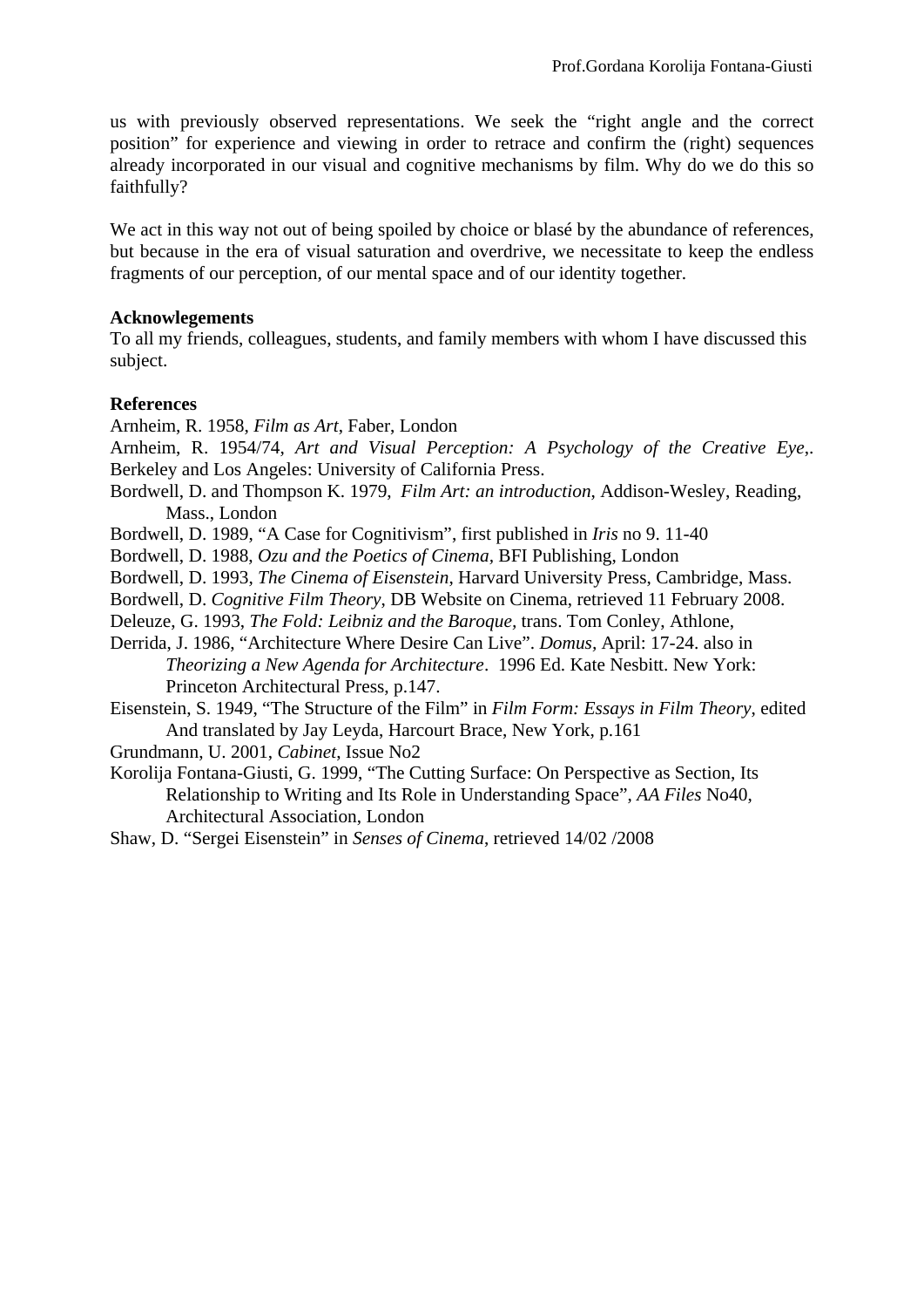us with previously observed representations. We seek the "right angle and the correct position" for experience and viewing in order to retrace and confirm the (right) sequences already incorporated in our visual and cognitive mechanisms by film. Why do we do this so faithfully?

We act in this way not out of being spoiled by choice or blasé by the abundance of references, but because in the era of visual saturation and overdrive, we necessitate to keep the endless fragments of our perception, of our mental space and of our identity together.

**Acknowlegements**
To all my friends, colleagues, students, and family members with whom I have discussed this subject.

**References**

Arnheim, R. 1958, *Film as Art*, Faber, London

Arnheim, R. 1954/74, *Art and Visual Perception: A Psychology of the Creative Eye*,. Berkeley and Los Angeles: University of California Press.

Bordwell, D. and Thompson K. 1979, *Film Art: an introduction*, Addison-Wesley, Reading, Mass., London

Bordwell, D. 1989, "A Case for Cognitivism", first published in *Iris* no 9. 11-40

Bordwell, D. 1988, *Ozu and the Poetics of Cinema*, BFI Publishing, London

Bordwell, D. 1993, *The Cinema of Eisenstein*, Harvard University Press, Cambridge, Mass.

Bordwell, D. *Cognitive Film Theory*, DB Website on Cinema, retrieved 11 February 2008.

Deleuze, G. 1993, *The Fold: Leibniz and the Baroque*, trans. Tom Conley, Athlone,

Derrida, J. 1986, "Architecture Where Desire Can Live". *Domus*, April: 17-24. also in *Theorizing a New Agenda for Architecture*. 1996 Ed. Kate Nesbitt. New York: Princeton Architectural Press, p.147.

Eisenstein, S. 1949, "The Structure of the Film" in *Film Form: Essays in Film Theory*, edited And translated by Jay Leyda, Harcourt Brace, New York, p.161

Grundmann, U. 2001, *Cabinet*, Issue No2

Korolija Fontana-Giusti, G. 1999, "The Cutting Surface: On Perspective as Section, Its Relationship to Writing and Its Role in Understanding Space", *AA Files* No40, Architectural Association, London

Shaw, D. "Sergei Eisenstein" in *Senses of Cinema*, retrieved 14/02 /2008